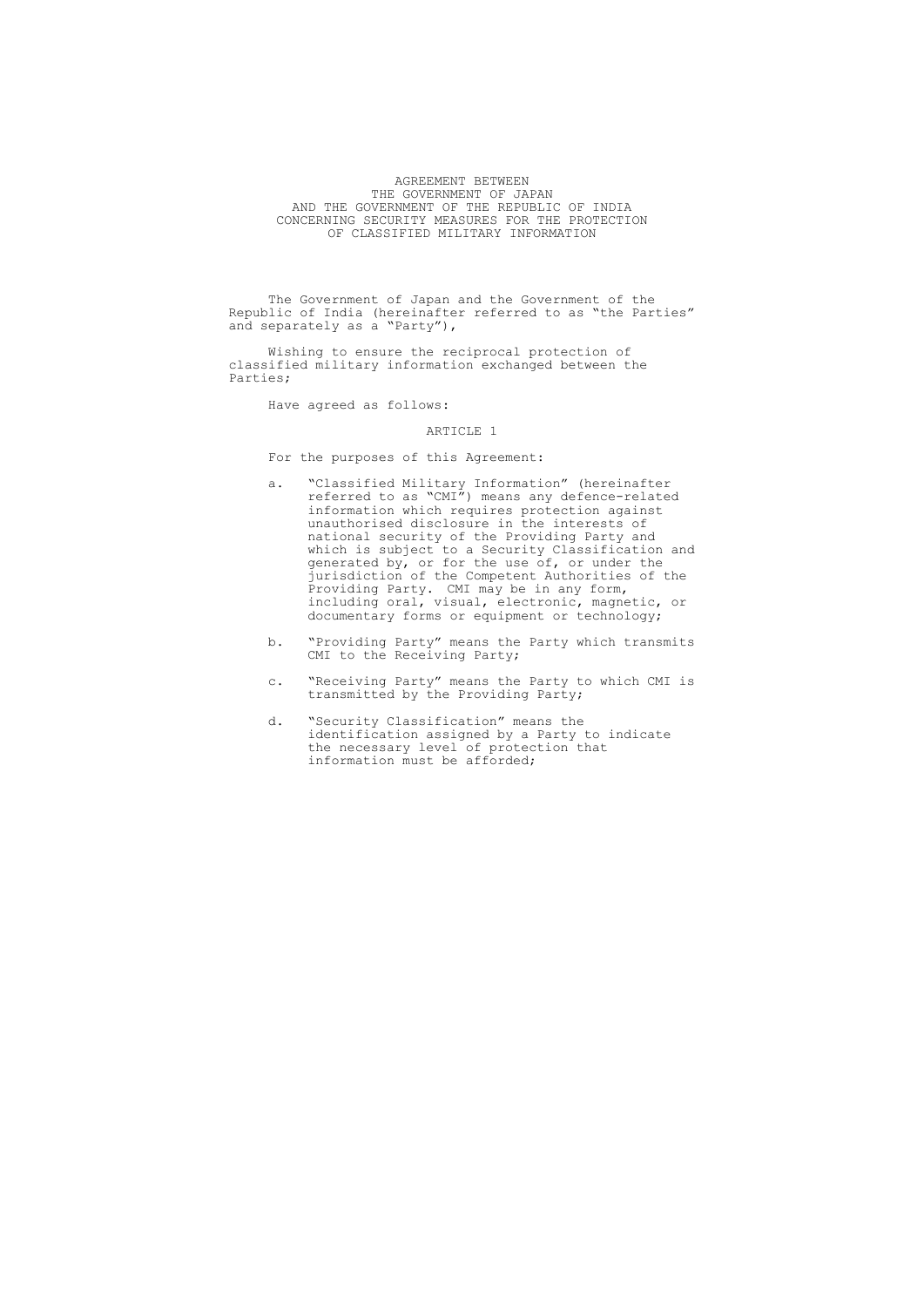# AGREEMENT BETWEEN THE GOVERNMENT OF JAPAN AND THE GOVERNMENT OF THE REPUBLIC OF INDIA CONCERNING SECURITY MEASURES FOR THE PROTECTION OF CLASSIFIED MILITARY INFORMATION

The Government of Japan and the Government of the Republic of India (hereinafter referred to as "the Parties" and separately as a "Party"),

Wishing to ensure the reciprocal protection of classified military information exchanged between the Parties;

Have agreed as follows:

## ARTICLE 1

For the purposes of this Agreement:

a. "Classified Military Information" (hereinafter referred to as "CMI") means any defence-related information which requires protection against unauthorised disclosure in the interests of national security of the Providing Party and which is subject to a Security Classification and generated by, or for the use of, or under the jurisdiction of the Competent Authorities of the Providing Party. CMI may be in any form, including oral, visual, electronic, magnetic, or documentary forms or equipment or technology;

b. "Providing Party" means the Party which transmits CMI to the Receiving Party;

c. "Receiving Party" means the Party to which CMI is transmitted by the Providing Party;

d. "Security Classification" means the identification assigned by a Party to indicate the necessary level of protection that information must be afforded;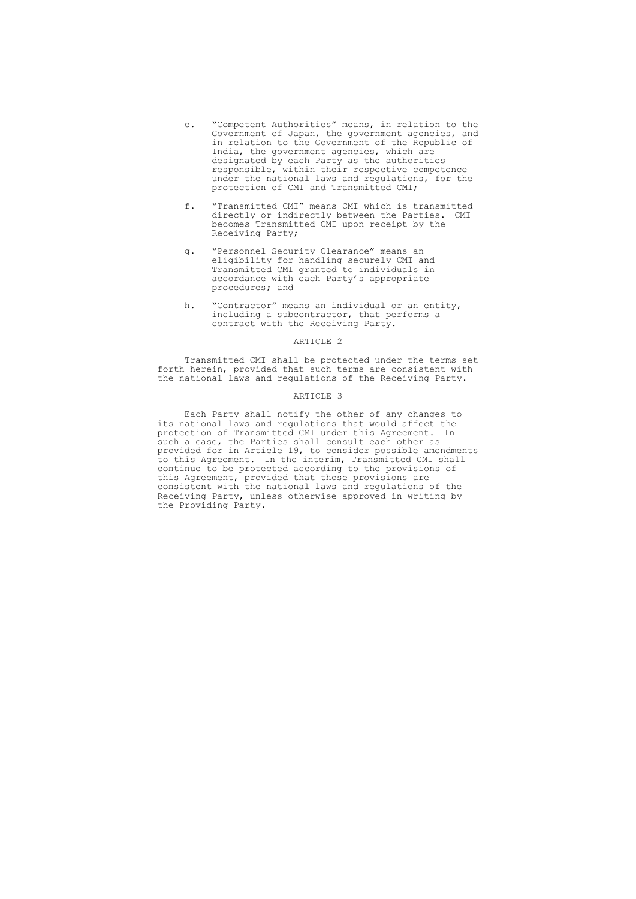e. "Competent Authorities" means, in relation to the Government of Japan, the government agencies, and in relation to the Government of the Republic of India, the government agencies, which are designated by each Party as the authorities responsible, within their respective competence under the national laws and regulations, for the protection of CMI and Transmitted CMI;

f. "Transmitted CMI" means CMI which is transmitted directly or indirectly between the Parties. CMI becomes Transmitted CMI upon receipt by the Receiving Party;

g. "Personnel Security Clearance" means an eligibility for handling securely CMI and Transmitted CMI granted to individuals in accordance with each Party's appropriate procedures; and

h. "Contractor" means an individual or an entity, including a subcontractor, that performs a contract with the Receiving Party.

## ARTICLE 2

Transmitted CMI shall be protected under the terms set forth herein, provided that such terms are consistent with the national laws and regulations of the Receiving Party.

## ARTICLE 3

Each Party shall notify the other of any changes to its national laws and regulations that would affect the protection of Transmitted CMI under this Agreement. In such a case, the Parties shall consult each other as provided for in Article 19, to consider possible amendments to this Agreement. In the interim, Transmitted CMI shall continue to be protected according to the provisions of this Agreement, provided that those provisions are consistent with the national laws and regulations of the Receiving Party, unless otherwise approved in writing by the Providing Party.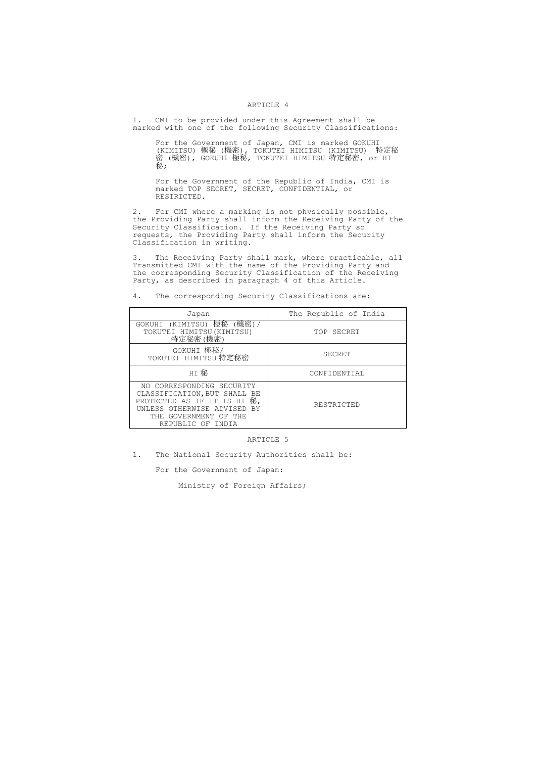## ARTICLE 4

1. CMI to be provided under this Agreement shall be marked with one of the following Security Classifications:

For the Government of Japan, CMI is marked GOKUHI (KIMITSU) 極秘 (機密), TOKUTEI HIMITSU (KIMITSU) 特定秘密 (機密), GOKUHI 極秘, TOKUTEI HIMITSU 特定秘密, or HI 秘;

For the Government of the Republic of India, CMI is marked TOP SECRET, SECRET, CONFIDENTIAL, or RESTRICTED.

2. For CMI where a marking is not physically possible, the Providing Party shall inform the Receiving Party of the Security Classification. If the Receiving Party so requests, the Providing Party shall inform the Security Classification in writing.

3. The Receiving Party shall mark, where practicable, all Transmitted CMI with the name of the Providing Party and the corresponding Security Classification of the Receiving Party, as described in paragraph 4 of this Article.

4. The corresponding Security Classifications are:

| Japan | The Republic of India |
|---|---|
| GOKUHI (KIMITSU) 極秘 (機密)/ TOKUTEI HIMITSU(KIMITSU) 特定秘密(機密) | TOP SECRET |
| GOKUHI 極秘/ TOKUTEI HIMITSU 特定秘密 | SECRET |
| HI 秘 | CONFIDENTIAL |
| NO CORRESPONDING SECURITY CLASSIFICATION, BUT SHALL BE PROTECTED AS IF IT IS HI 秘, UNLESS OTHERWISE ADVISED BY THE GOVERNMENT OF THE REPUBLIC OF INDIA | RESTRICTED |

## ARTICLE 5

1. The National Security Authorities shall be:

For the Government of Japan:

Ministry of Foreign Affairs;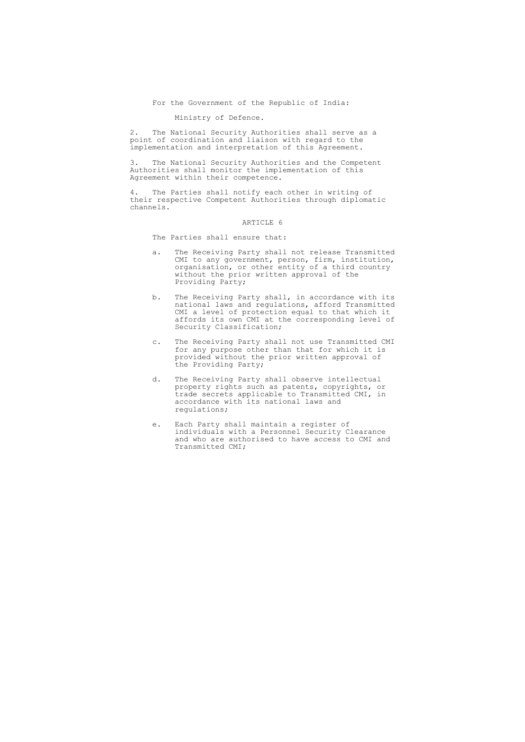For the Government of the Republic of India:

Ministry of Defence.

2. The National Security Authorities shall serve as a point of coordination and liaison with regard to the implementation and interpretation of this Agreement.

3. The National Security Authorities and the Competent Authorities shall monitor the implementation of this Agreement within their competence.

4. The Parties shall notify each other in writing of their respective Competent Authorities through diplomatic channels.

ARTICLE 6

The Parties shall ensure that:

a. The Receiving Party shall not release Transmitted CMI to any government, person, firm, institution, organisation, or other entity of a third country without the prior written approval of the Providing Party;

b. The Receiving Party shall, in accordance with its national laws and regulations, afford Transmitted CMI a level of protection equal to that which it affords its own CMI at the corresponding level of Security Classification;

c. The Receiving Party shall not use Transmitted CMI for any purpose other than that for which it is provided without the prior written approval of the Providing Party;

d. The Receiving Party shall observe intellectual property rights such as patents, copyrights, or trade secrets applicable to Transmitted CMI, in accordance with its national laws and regulations;

e. Each Party shall maintain a register of individuals with a Personnel Security Clearance and who are authorised to have access to CMI and Transmitted CMI;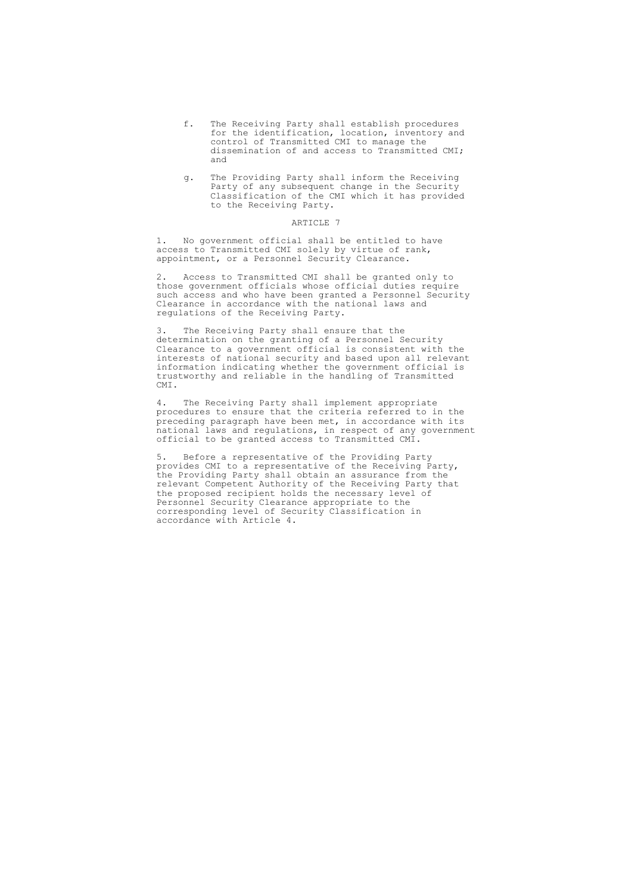f. The Receiving Party shall establish procedures for the identification, location, inventory and control of Transmitted CMI to manage the dissemination of and access to Transmitted CMI; and

g. The Providing Party shall inform the Receiving Party of any subsequent change in the Security Classification of the CMI which it has provided to the Receiving Party.

## ARTICLE 7

1. No government official shall be entitled to have access to Transmitted CMI solely by virtue of rank, appointment, or a Personnel Security Clearance.

2. Access to Transmitted CMI shall be granted only to those government officials whose official duties require such access and who have been granted a Personnel Security Clearance in accordance with the national laws and regulations of the Receiving Party.

3. The Receiving Party shall ensure that the determination on the granting of a Personnel Security Clearance to a government official is consistent with the interests of national security and based upon all relevant information indicating whether the government official is trustworthy and reliable in the handling of Transmitted CMI.

4. The Receiving Party shall implement appropriate procedures to ensure that the criteria referred to in the preceding paragraph have been met, in accordance with its national laws and regulations, in respect of any government official to be granted access to Transmitted CMI.

5. Before a representative of the Providing Party provides CMI to a representative of the Receiving Party, the Providing Party shall obtain an assurance from the relevant Competent Authority of the Receiving Party that the proposed recipient holds the necessary level of Personnel Security Clearance appropriate to the corresponding level of Security Classification in accordance with Article 4.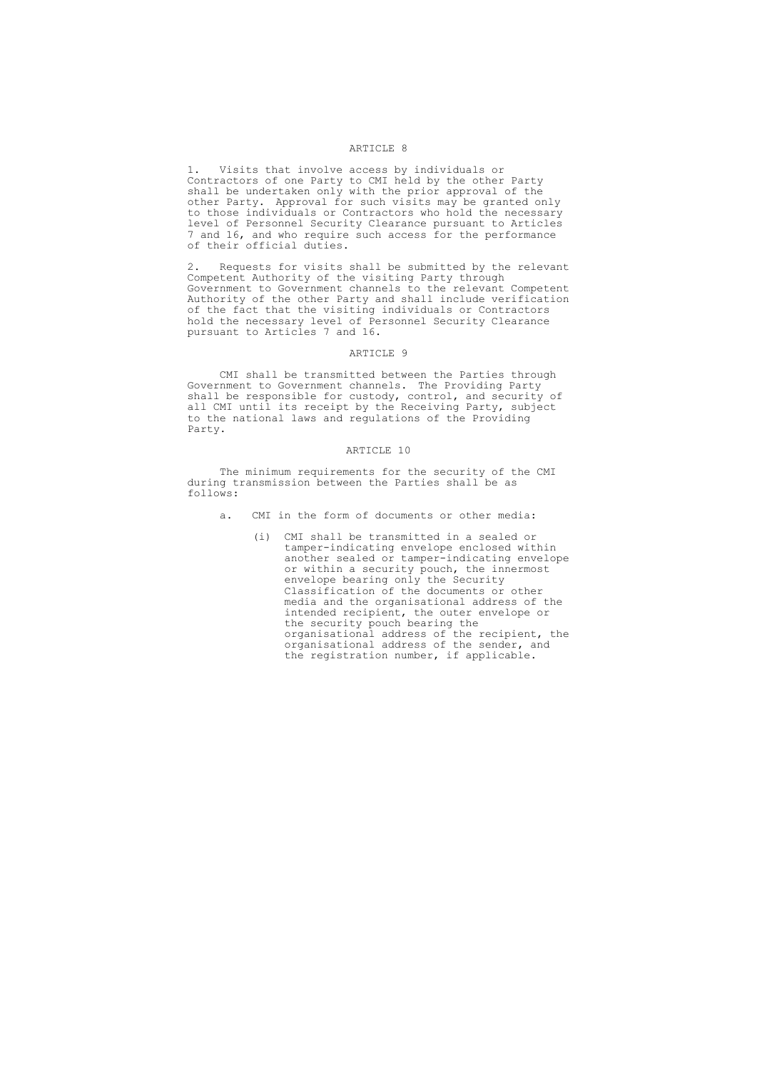## ARTICLE 8

1. Visits that involve access by individuals or Contractors of one Party to CMI held by the other Party shall be undertaken only with the prior approval of the other Party. Approval for such visits may be granted only to those individuals or Contractors who hold the necessary level of Personnel Security Clearance pursuant to Articles 7 and 16, and who require such access for the performance of their official duties.

2. Requests for visits shall be submitted by the relevant Competent Authority of the visiting Party through Government to Government channels to the relevant Competent Authority of the other Party and shall include verification of the fact that the visiting individuals or Contractors hold the necessary level of Personnel Security Clearance pursuant to Articles 7 and 16.

## ARTICLE 9

CMI shall be transmitted between the Parties through Government to Government channels. The Providing Party shall be responsible for custody, control, and security of all CMI until its receipt by the Receiving Party, subject to the national laws and regulations of the Providing Party.

## ARTICLE 10

The minimum requirements for the security of the CMI during transmission between the Parties shall be as follows:

a. CMI in the form of documents or other media:

(i) CMI shall be transmitted in a sealed or tamper-indicating envelope enclosed within another sealed or tamper-indicating envelope or within a security pouch, the innermost envelope bearing only the Security Classification of the documents or other media and the organisational address of the intended recipient, the outer envelope or the security pouch bearing the organisational address of the recipient, the organisational address of the sender, and the registration number, if applicable.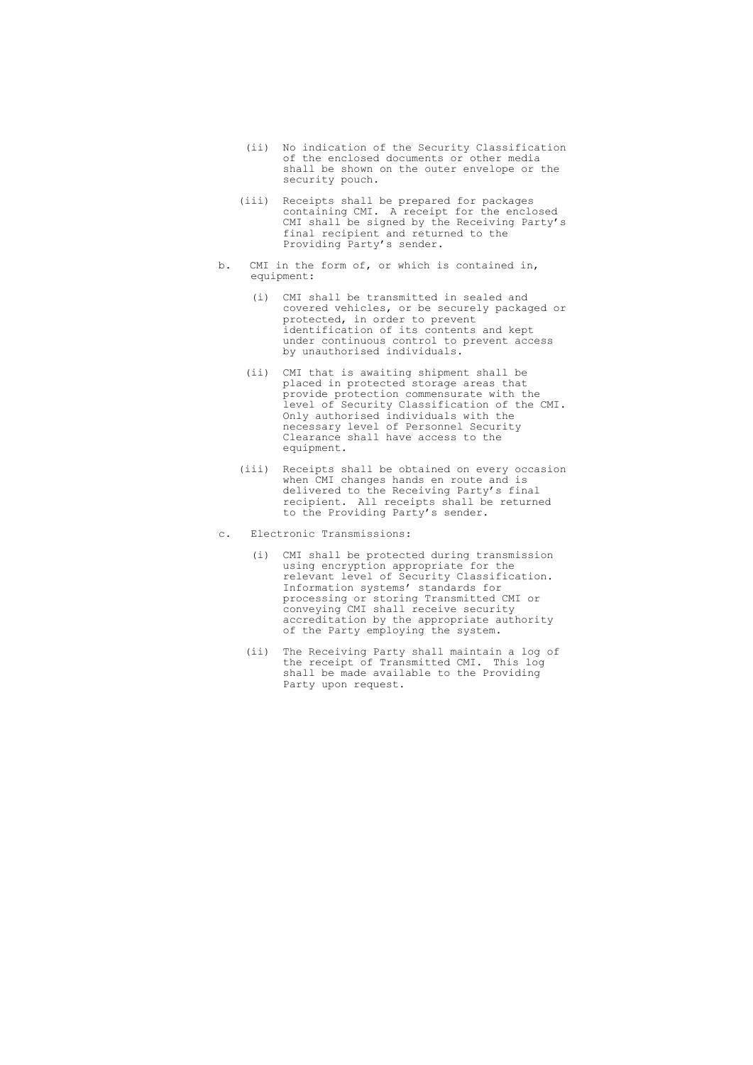(ii) No indication of the Security Classification of the enclosed documents or other media shall be shown on the outer envelope or the security pouch.

(iii) Receipts shall be prepared for packages containing CMI. A receipt for the enclosed CMI shall be signed by the Receiving Party's final recipient and returned to the Providing Party's sender.

b. CMI in the form of, or which is contained in, equipment:

(i) CMI shall be transmitted in sealed and covered vehicles, or be securely packaged or protected, in order to prevent identification of its contents and kept under continuous control to prevent access by unauthorised individuals.

(ii) CMI that is awaiting shipment shall be placed in protected storage areas that provide protection commensurate with the level of Security Classification of the CMI. Only authorised individuals with the necessary level of Personnel Security Clearance shall have access to the equipment.

(iii) Receipts shall be obtained on every occasion when CMI changes hands en route and is delivered to the Receiving Party's final recipient. All receipts shall be returned to the Providing Party's sender.

c. Electronic Transmissions:

(i) CMI shall be protected during transmission using encryption appropriate for the relevant level of Security Classification. Information systems' standards for processing or storing Transmitted CMI or conveying CMI shall receive security accreditation by the appropriate authority of the Party employing the system.

(ii) The Receiving Party shall maintain a log of the receipt of Transmitted CMI. This log shall be made available to the Providing Party upon request.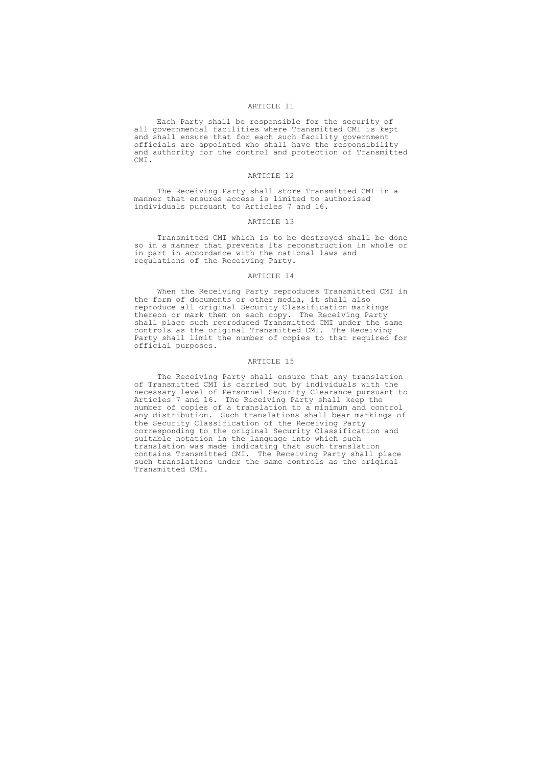## ARTICLE 11

Each Party shall be responsible for the security of all governmental facilities where Transmitted CMI is kept and shall ensure that for each such facility government officials are appointed who shall have the responsibility and authority for the control and protection of Transmitted CMI.

## ARTICLE 12

The Receiving Party shall store Transmitted CMI in a manner that ensures access is limited to authorised individuals pursuant to Articles 7 and 16.

## ARTICLE 13

Transmitted CMI which is to be destroyed shall be done so in a manner that prevents its reconstruction in whole or in part in accordance with the national laws and regulations of the Receiving Party.

## ARTICLE 14

When the Receiving Party reproduces Transmitted CMI in the form of documents or other media, it shall also reproduce all original Security Classification markings thereon or mark them on each copy. The Receiving Party shall place such reproduced Transmitted CMI under the same controls as the original Transmitted CMI. The Receiving Party shall limit the number of copies to that required for official purposes.

## ARTICLE 15

The Receiving Party shall ensure that any translation of Transmitted CMI is carried out by individuals with the necessary level of Personnel Security Clearance pursuant to Articles 7 and 16. The Receiving Party shall keep the number of copies of a translation to a minimum and control any distribution. Such translations shall bear markings of the Security Classification of the Receiving Party corresponding to the original Security Classification and suitable notation in the language into which such translation was made indicating that such translation contains Transmitted CMI. The Receiving Party shall place such translations under the same controls as the original Transmitted CMI.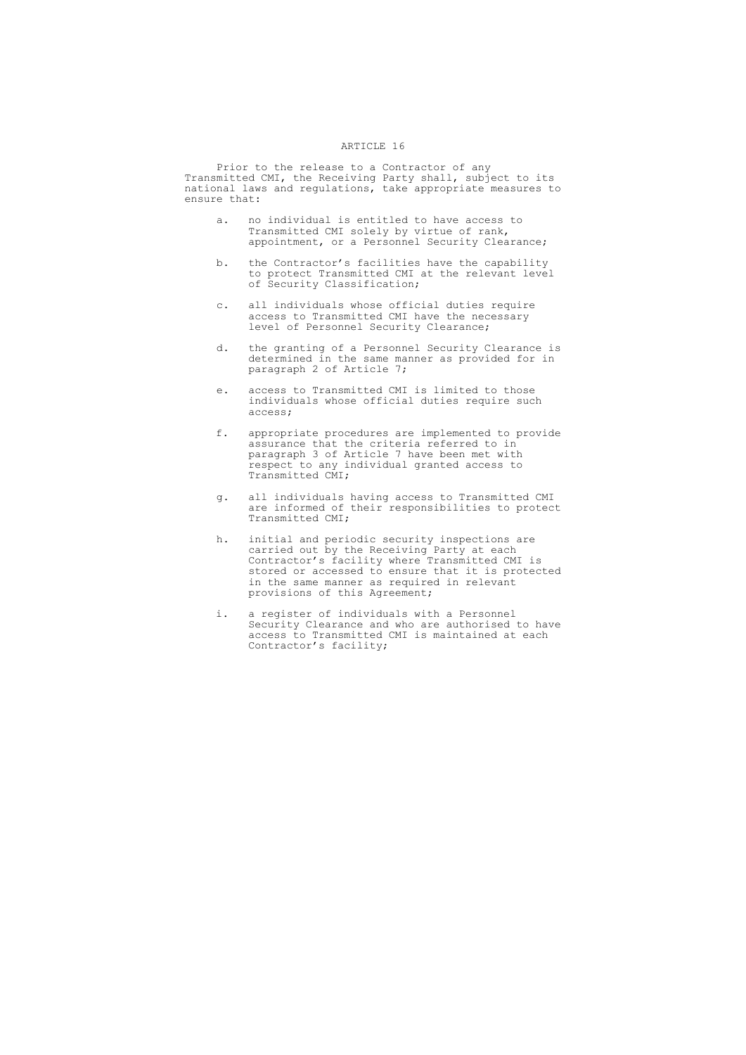## ARTICLE 16

Prior to the release to a Contractor of any Transmitted CMI, the Receiving Party shall, subject to its national laws and regulations, take appropriate measures to ensure that:

a. no individual is entitled to have access to Transmitted CMI solely by virtue of rank, appointment, or a Personnel Security Clearance;

b. the Contractor's facilities have the capability to protect Transmitted CMI at the relevant level of Security Classification;

c. all individuals whose official duties require access to Transmitted CMI have the necessary level of Personnel Security Clearance;

d. the granting of a Personnel Security Clearance is determined in the same manner as provided for in paragraph 2 of Article 7;

e. access to Transmitted CMI is limited to those individuals whose official duties require such access;

f. appropriate procedures are implemented to provide assurance that the criteria referred to in paragraph 3 of Article 7 have been met with respect to any individual granted access to Transmitted CMI;

g. all individuals having access to Transmitted CMI are informed of their responsibilities to protect Transmitted CMI;

h. initial and periodic security inspections are carried out by the Receiving Party at each Contractor's facility where Transmitted CMI is stored or accessed to ensure that it is protected in the same manner as required in relevant provisions of this Agreement;

i. a register of individuals with a Personnel Security Clearance and who are authorised to have access to Transmitted CMI is maintained at each Contractor's facility;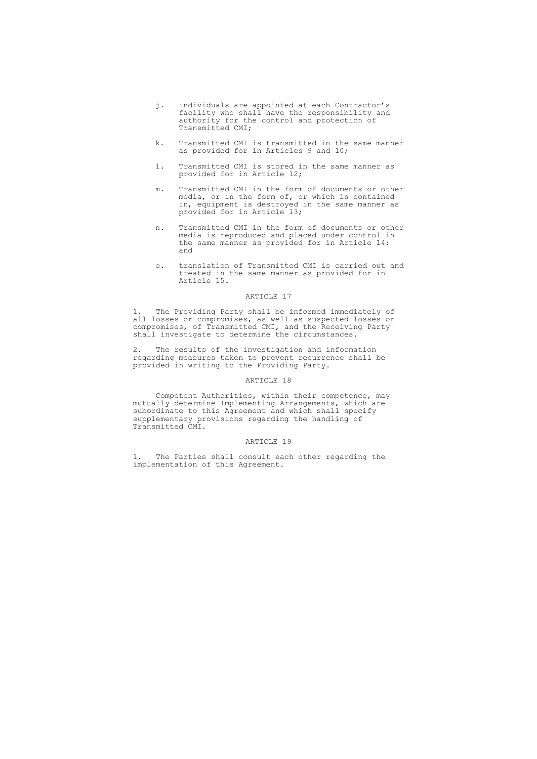j. individuals are appointed at each Contractor's facility who shall have the responsibility and authority for the control and protection of Transmitted CMI;

k. Transmitted CMI is transmitted in the same manner as provided for in Articles 9 and 10;

l. Transmitted CMI is stored in the same manner as provided for in Article 12;

m. Transmitted CMI in the form of documents or other media, or in the form of, or which is contained in, equipment is destroyed in the same manner as provided for in Article 13;

n. Transmitted CMI in the form of documents or other media is reproduced and placed under control in the same manner as provided for in Article 14; and

o. translation of Transmitted CMI is carried out and treated in the same manner as provided for in Article 15.

## ARTICLE 17

1. The Providing Party shall be informed immediately of all losses or compromises, as well as suspected losses or compromises, of Transmitted CMI, and the Receiving Party shall investigate to determine the circumstances.

2. The results of the investigation and information regarding measures taken to prevent recurrence shall be provided in writing to the Providing Party.

## ARTICLE 18

Competent Authorities, within their competence, may mutually determine Implementing Arrangements, which are subordinate to this Agreement and which shall specify supplementary provisions regarding the handling of Transmitted CMI.

## ARTICLE 19

1. The Parties shall consult each other regarding the implementation of this Agreement.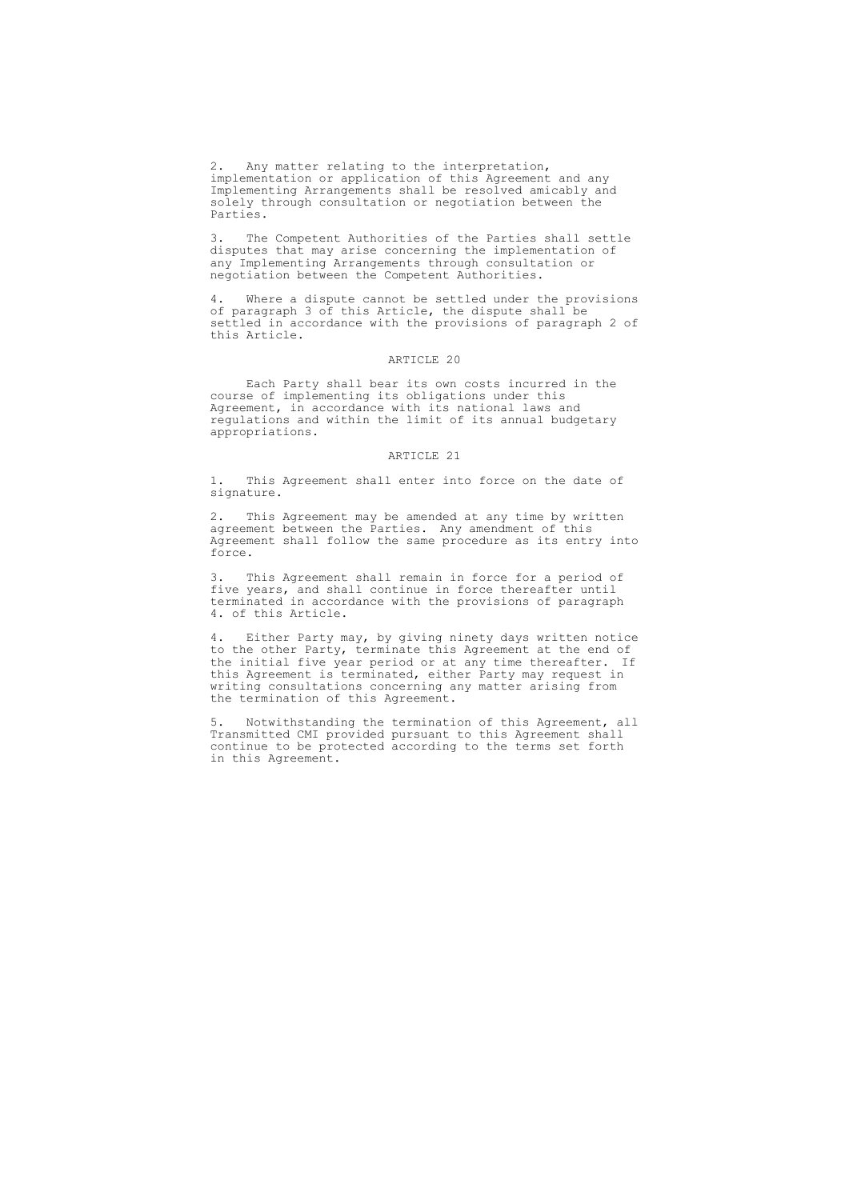2. Any matter relating to the interpretation, implementation or application of this Agreement and any Implementing Arrangements shall be resolved amicably and solely through consultation or negotiation between the Parties.

3. The Competent Authorities of the Parties shall settle disputes that may arise concerning the implementation of any Implementing Arrangements through consultation or negotiation between the Competent Authorities.

4. Where a dispute cannot be settled under the provisions of paragraph 3 of this Article, the dispute shall be settled in accordance with the provisions of paragraph 2 of this Article.

## ARTICLE 20

Each Party shall bear its own costs incurred in the course of implementing its obligations under this Agreement, in accordance with its national laws and regulations and within the limit of its annual budgetary appropriations.

## ARTICLE 21

1. This Agreement shall enter into force on the date of signature.

2. This Agreement may be amended at any time by written agreement between the Parties. Any amendment of this Agreement shall follow the same procedure as its entry into force.

3. This Agreement shall remain in force for a period of five years, and shall continue in force thereafter until terminated in accordance with the provisions of paragraph 4. of this Article.

4. Either Party may, by giving ninety days written notice to the other Party, terminate this Agreement at the end of the initial five year period or at any time thereafter. If this Agreement is terminated, either Party may request in writing consultations concerning any matter arising from the termination of this Agreement.

5. Notwithstanding the termination of this Agreement, all Transmitted CMI provided pursuant to this Agreement shall continue to be protected according to the terms set forth in this Agreement.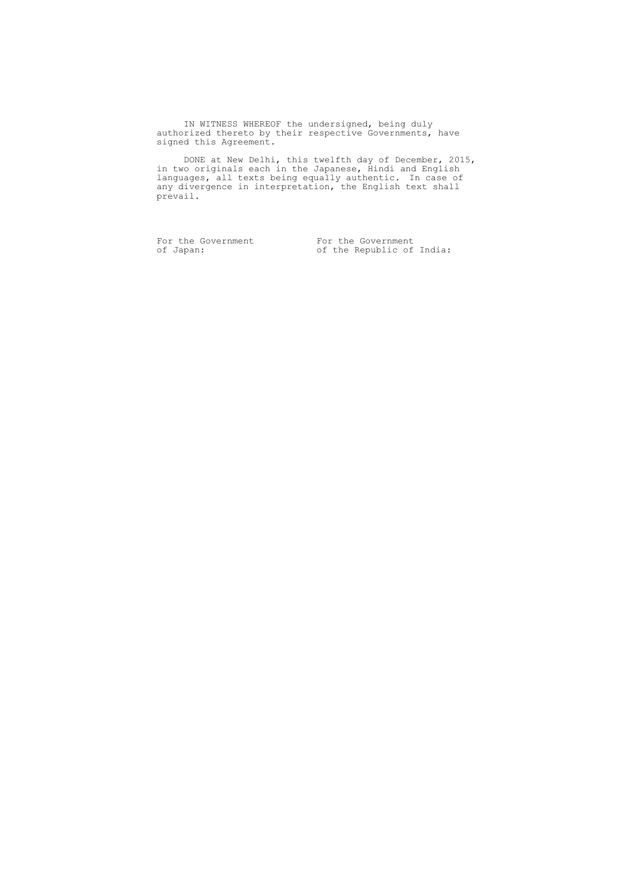IN WITNESS WHEREOF the undersigned, being duly authorized thereto by their respective Governments, have signed this Agreement.

DONE at New Delhi, this twelfth day of December, 2015, in two originals each in the Japanese, Hindi and English languages, all texts being equally authentic. In case of any divergence in interpretation, the English text shall prevail.

| | |
|---|---|
| For the Government of Japan: | For the Government of the Republic of India: |